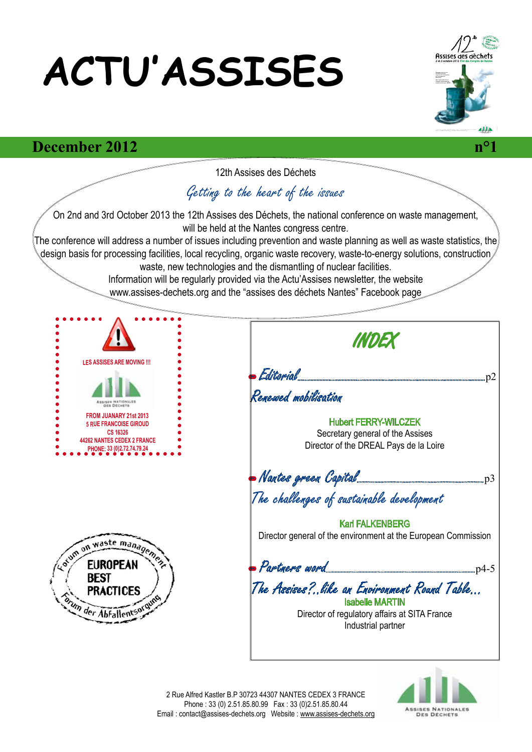# ACTU'ASSISES

**December 2012** **n°1**

12th Assises des Déchets

*Getting to the heart of the issues*

On 2nd and 3rd October 2013 the 12th Assises des Déchets, the national conference on waste management, will be held at the Nantes congress centre.

The conference will address a number of issues including prevention and waste planning as well as waste statistics, the design basis for processing facilities, local recycling, organic waste recovery, waste-to-energy solutions, construction waste, new technologies and the dismantling of nuclear facilities.

Information will be regularly provided via the Actu'Assises newsletter, the website www.assises-dechets.org and the "assises des déchets Nantes" Facebook page

**LES ASSISES ARE MOVING !!!**

FROM JUANARY 21st 2013
5 RUE FRANCOISE GIROUD
CS 16326
44262 NANTES CEDEX 2 FRANCE
PHONE: 33 (0)2.72.74.79.24

Forum on waste management
EUROPEAN BEST PRACTICES
Forum der Abfallentsorgung

## INDEX

- *Editorial* ... p2

*Renewed mobilisation*

Hubert FERRY-WILCZEK
Secretary general of the Assises
Director of the DREAL Pays de la Loire

- *Nantes green Capital* ... p3

*The challenges of sustainable development*

Karl FALKENBERG
Director general of the environment at the European Commission

- *Partners word* ... p4-5

*The Assises?..like an Environment Round Table...*

Isabelle MARTIN
Director of regulatory affairs at SITA France
Industrial partner

2 Rue Alfred Kastler B.P 30723 44307 NANTES CEDEX 3 FRANCE
Phone : 33 (0) 2.51.85.80.99 Fax : 33 (0)2.51.85.80.44
Email : contact@assises-dechets.org Website : www.assises-dechets.org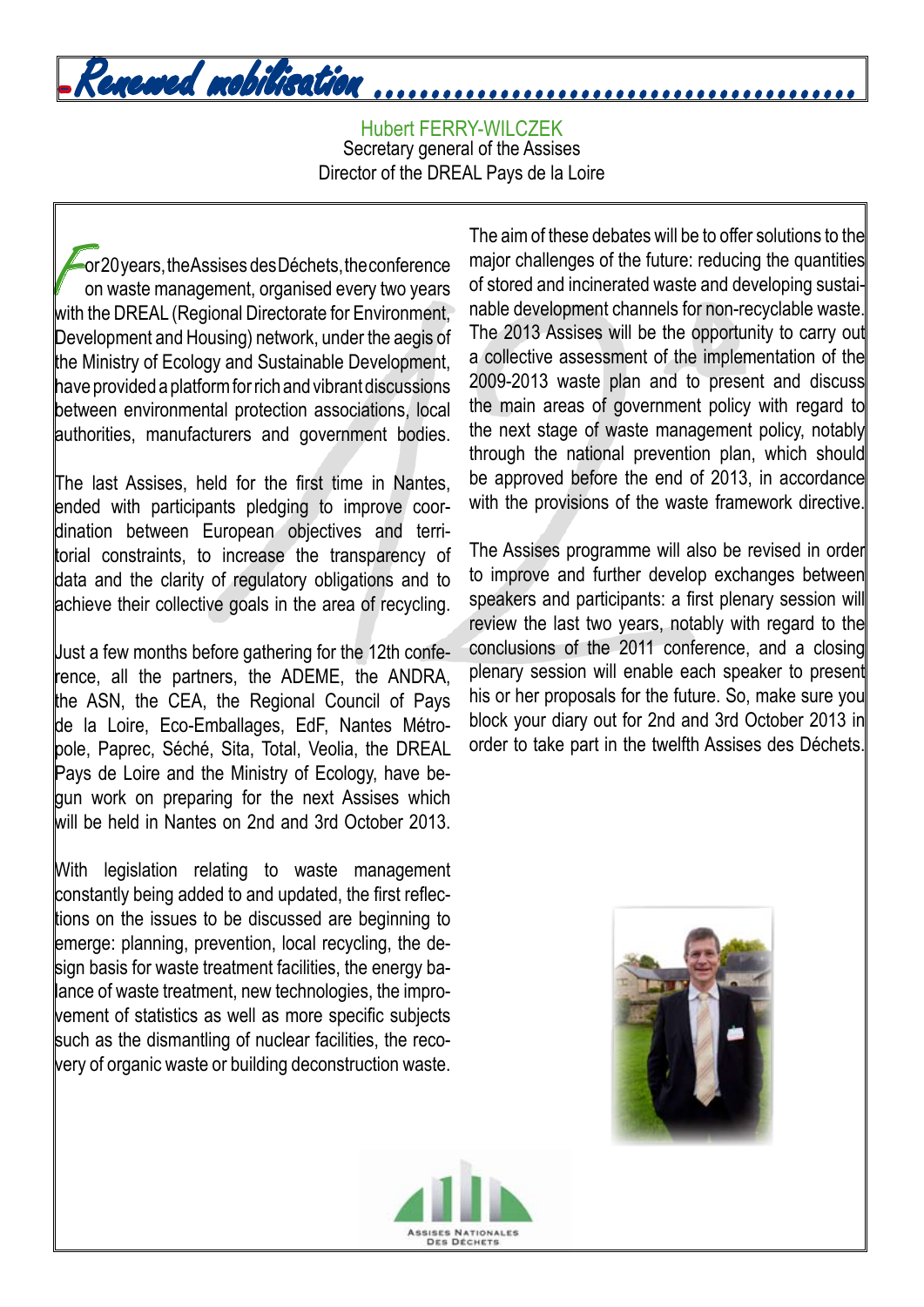# Renewed mobilisation

Hubert FERRY-WILCZEK
Secretary general of the Assises
Director of the DREAL Pays de la Loire

For 20 years, the Assises des Déchets, the conference on waste management, organised every two years with the DREAL (Regional Directorate for Environment, Development and Housing) network, under the aegis of the Ministry of Ecology and Sustainable Development, have provided a platform for rich and vibrant discussions between environmental protection associations, local authorities, manufacturers and government bodies.

The last Assises, held for the first time in Nantes, ended with participants pledging to improve coordination between European objectives and territorial constraints, to increase the transparency of data and the clarity of regulatory obligations and to achieve their collective goals in the area of recycling.

Just a few months before gathering for the 12th conference, all the partners, the ADEME, the ANDRA, the ASN, the CEA, the Regional Council of Pays de la Loire, Eco-Emballages, EdF, Nantes Métropole, Paprec, Séché, Sita, Total, Veolia, the DREAL Pays de Loire and the Ministry of Ecology, have begun work on preparing for the next Assises which will be held in Nantes on 2nd and 3rd October 2013.

With legislation relating to waste management constantly being added to and updated, the first reflections on the issues to be discussed are beginning to emerge: planning, prevention, local recycling, the design basis for waste treatment facilities, the energy balance of waste treatment, new technologies, the improvement of statistics as well as more specific subjects such as the dismantling of nuclear facilities, the recovery of organic waste or building deconstruction waste.

The aim of these debates will be to offer solutions to the major challenges of the future: reducing the quantities of stored and incinerated waste and developing sustainable development channels for non-recyclable waste. The 2013 Assises will be the opportunity to carry out a collective assessment of the implementation of the 2009-2013 waste plan and to present and discuss the main areas of government policy with regard to the next stage of waste management policy, notably through the national prevention plan, which should be approved before the end of 2013, in accordance with the provisions of the waste framework directive.

The Assises programme will also be revised in order to improve and further develop exchanges between speakers and participants: a first plenary session will review the last two years, notably with regard to the conclusions of the 2011 conference, and a closing plenary session will enable each speaker to present his or her proposals for the future. So, make sure you block your diary out for 2nd and 3rd October 2013 in order to take part in the twelfth Assises des Déchets.

Assises Nationales des Déchets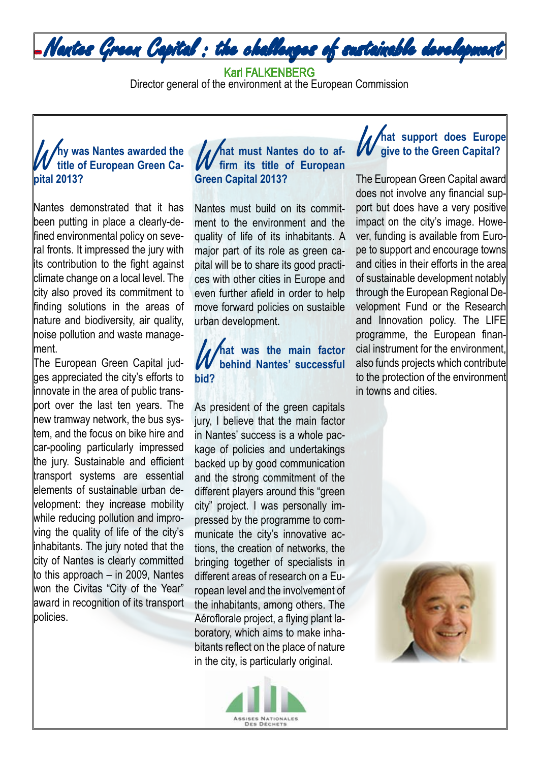# Nantes Green Capital : the challenges of sustainable development

**Karl FALKENBERG**
Director general of the environment at the European Commission

## Why was Nantes awarded the title of European Green Capital 2013?

Nantes demonstrated that it has been putting in place a clearly-defined environmental policy on several fronts. It impressed the jury with its contribution to the fight against climate change on a local level. The city also proved its commitment to finding solutions in the areas of nature and biodiversity, air quality, noise pollution and waste management.

The European Green Capital judges appreciated the city's efforts to innovate in the area of public transport over the last ten years. The new tramway network, the bus system, and the focus on bike hire and car-pooling particularly impressed the jury. Sustainable and efficient transport systems are essential elements of sustainable urban development: they increase mobility while reducing pollution and improving the quality of life of the city's inhabitants. The jury noted that the city of Nantes is clearly committed to this approach – in 2009, Nantes won the Civitas "City of the Year" award in recognition of its transport policies.

## What must Nantes do to affirm its title of European Green Capital 2013?

Nantes must build on its commitment to the environment and the quality of life of its inhabitants. A major part of its role as green capital will be to share its good practices with other cities in Europe and even further afield in order to help move forward policies on sustaible urban development.

## What was the main factor behind Nantes' successful bid?

As president of the green capitals jury, I believe that the main factor in Nantes' success is a whole package of policies and undertakings backed up by good communication and the strong commitment of the different players around this "green city" project. I was personally impressed by the programme to communicate the city's innovative actions, the creation of networks, the bringing together of specialists in different areas of research on a European level and the involvement of the inhabitants, among others. The Aéroflorale project, a flying plant laboratory, which aims to make inhabitants reflect on the place of nature in the city, is particularly original.

## What support does Europe give to the Green Capital?

The European Green Capital award does not involve any financial support but does have a very positive impact on the city's image. However, funding is available from Europe to support and encourage towns and cities in their efforts in the area of sustainable development notably through the European Regional Development Fund or the Research and Innovation policy. The LIFE programme, the European financial instrument for the environment, also funds projects which contribute to the protection of the environment in towns and cities.

Assises Nationales des Déchets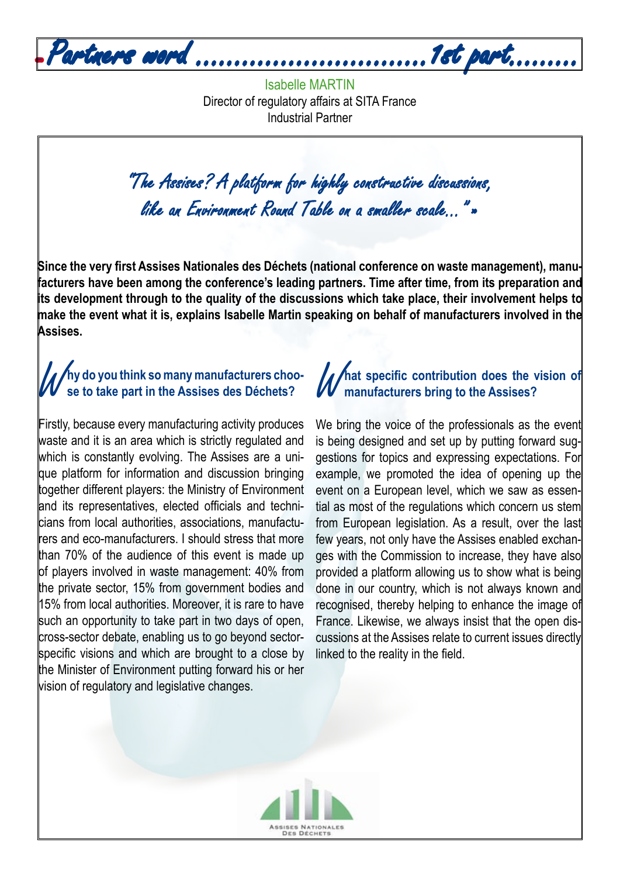# Partners word ..............................1st part........

Isabelle MARTIN
Director of regulatory affairs at SITA France
Industrial Partner

*"The Assises? A platform for highly constructive discussions, like an Environment Round Table on a smaller scale..." »*

**Since the very first Assises Nationales des Déchets (national conference on waste management), manufacturers have been among the conference's leading partners. Time after time, from its preparation and its development through to the quality of the discussions which take place, their involvement helps to make the event what it is, explains Isabelle Martin speaking on behalf of manufacturers involved in the Assises.**

## Why do you think so many manufacturers choose to take part in the Assises des Déchets?

Firstly, because every manufacturing activity produces waste and it is an area which is strictly regulated and which is constantly evolving. The Assises are a unique platform for information and discussion bringing together different players: the Ministry of Environment and its representatives, elected officials and technicians from local authorities, associations, manufacturers and eco-manufacturers. I should stress that more than 70% of the audience of this event is made up of players involved in waste management: 40% from the private sector, 15% from government bodies and 15% from local authorities. Moreover, it is rare to have such an opportunity to take part in two days of open, cross-sector debate, enabling us to go beyond sector-specific visions and which are brought to a close by the Minister of Environment putting forward his or her vision of regulatory and legislative changes.

## What specific contribution does the vision of manufacturers bring to the Assises?

We bring the voice of the professionals as the event is being designed and set up by putting forward suggestions for topics and expressing expectations. For example, we promoted the idea of opening up the event on a European level, which we saw as essential as most of the regulations which concern us stem from European legislation. As a result, over the last few years, not only have the Assises enabled exchanges with the Commission to increase, they have also provided a platform allowing us to show what is being done in our country, which is not always known and recognised, thereby helping to enhance the image of France. Likewise, we always insist that the open discussions at the Assises relate to current issues directly linked to the reality in the field.

Assises Nationales des Déchets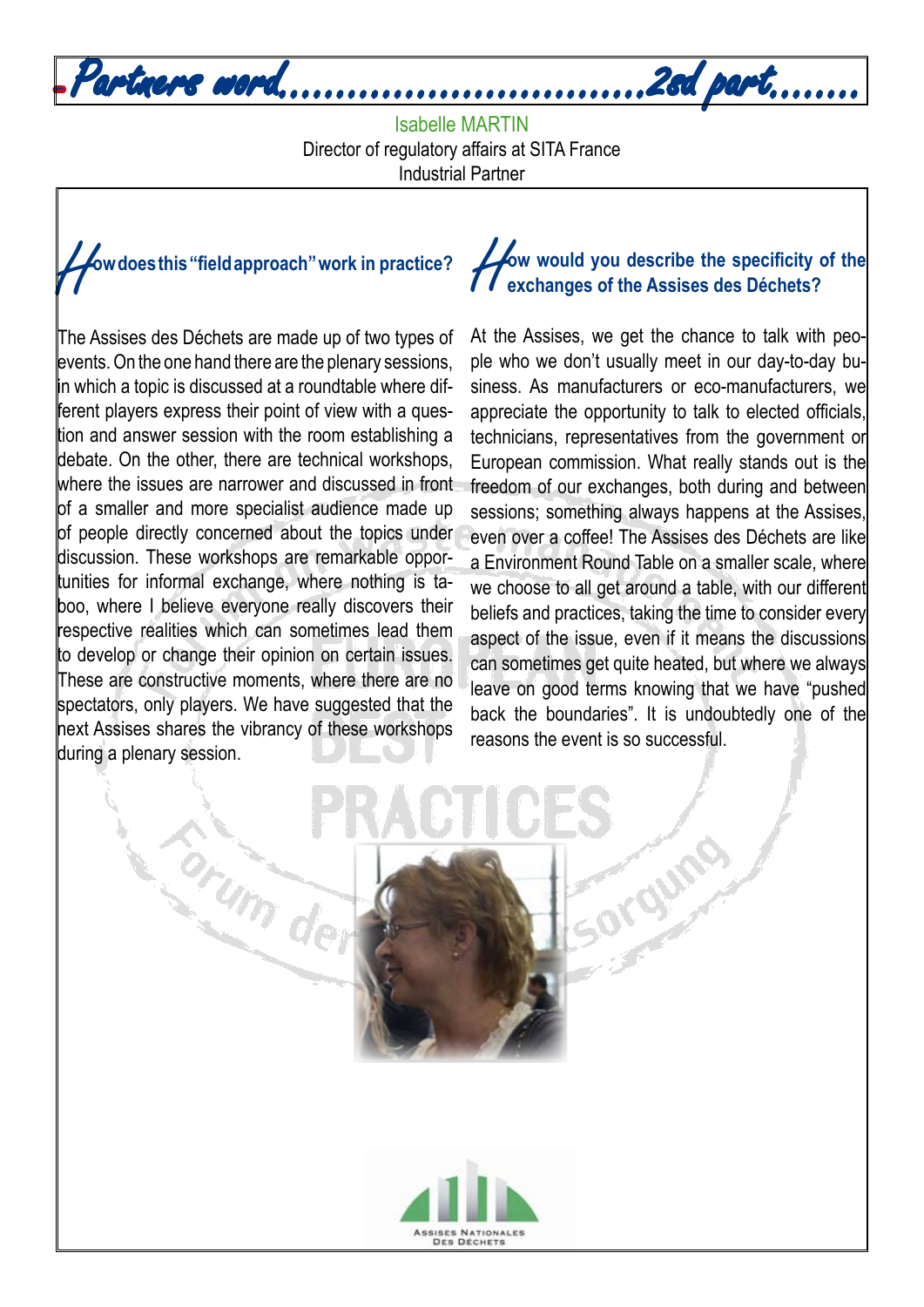# Partners word..............................2nd part.......

Isabelle MARTIN
Director of regulatory affairs at SITA France
Industrial Partner

## How does this "field approach" work in practice?

The Assises des Déchets are made up of two types of events. On the one hand there are the plenary sessions, in which a topic is discussed at a roundtable where different players express their point of view with a question and answer session with the room establishing a debate. On the other, there are technical workshops, where the issues are narrower and discussed in front of a smaller and more specialist audience made up of people directly concerned about the topics under discussion. These workshops are remarkable opportunities for informal exchange, where nothing is taboo, where I believe everyone really discovers their respective realities which can sometimes lead them to develop or change their opinion on certain issues. These are constructive moments, where there are no spectators, only players. We have suggested that the next Assises shares the vibrancy of these workshops during a plenary session.

## How would you describe the specificity of the exchanges of the Assises des Déchets?

At the Assises, we get the chance to talk with people who we don't usually meet in our day-to-day business. As manufacturers or eco-manufacturers, we appreciate the opportunity to talk to elected officials, technicians, representatives from the government or European commission. What really stands out is the freedom of our exchanges, both during and between sessions; something always happens at the Assises, even over a coffee! The Assises des Déchets are like a Environment Round Table on a smaller scale, where we choose to all get around a table, with our different beliefs and practices, taking the time to consider every aspect of the issue, even if it means the discussions can sometimes get quite heated, but where we always leave on good terms knowing that we have "pushed back the boundaries". It is undoubtedly one of the reasons the event is so successful.

Assises Nationales des Déchets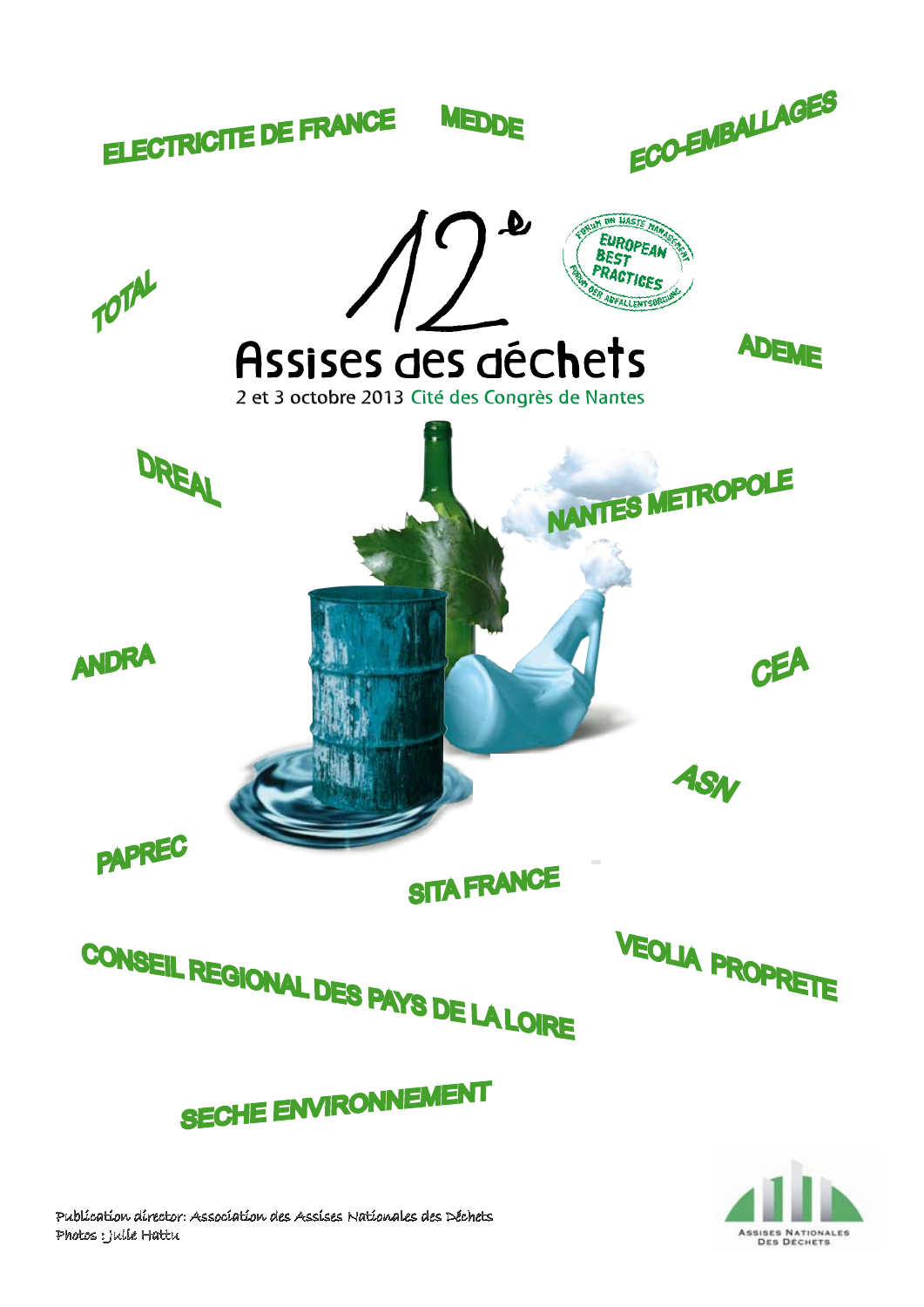ELECTRICITE DE FRANCE

MEDDE

ECO-EMBALLAGES

# 12e Assises des déchets

2 et 3 octobre 2013 Cité des Congrès de Nantes

FORUM ON WASTE MANAGEMENT
EUROPEAN BEST PRACTICES
FORUM DER ABFALLENTSORGUNG

TOTAL

ADEME

DREAL

NANTES METROPOLE

ANDRA

CEA

ASN

PAPREC

SITA FRANCE

CONSEIL REGIONAL DES PAYS DE LA LOIRE

VEOLIA PROPRETE

SECHE ENVIRONNEMENT

Publication director: Association des Assises Nationales des Déchets
Photos : Julie Hattu

ASSISES NATIONALES DES DÉCHETS